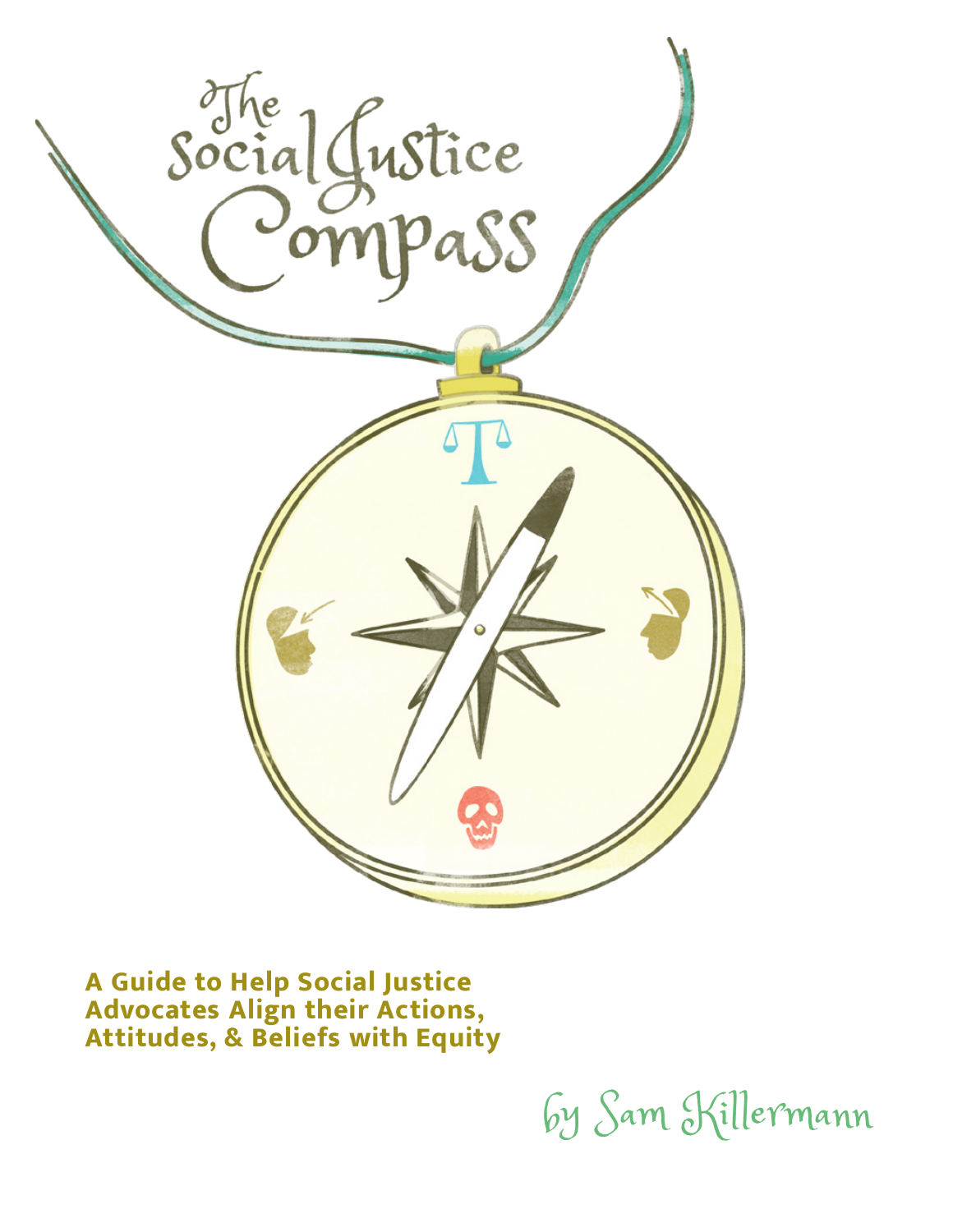# The Social Justice Compass

**A Guide to Help Social Justice Advocates Align their Actions, Attitudes, & Beliefs with Equity**

by Sam Killermann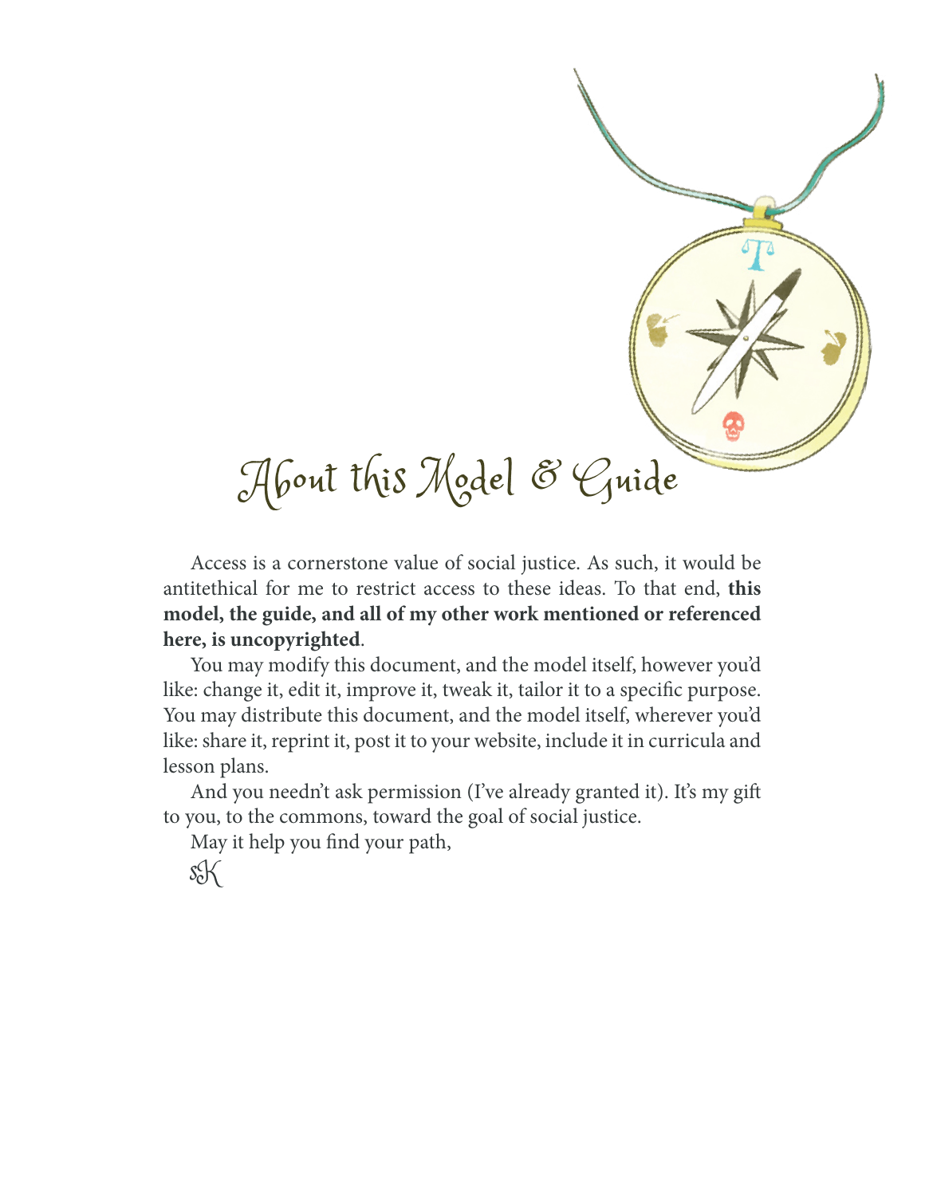# About this Model & Guide

Access is a cornerstone value of social justice. As such, it would be antitethical for me to restrict access to these ideas. To that end, **this model, the guide, and all of my other work mentioned or referenced here, is uncopyrighted**.

You may modify this document, and the model itself, however you'd like: change it, edit it, improve it, tweak it, tailor it to a specific purpose. You may distribute this document, and the model itself, wherever you'd like: share it, reprint it, post it to your website, include it in curricula and lesson plans.

And you needn't ask permission (I've already granted it). It's my gift to you, to the commons, toward the goal of social justice.

May it help you find your path,

sK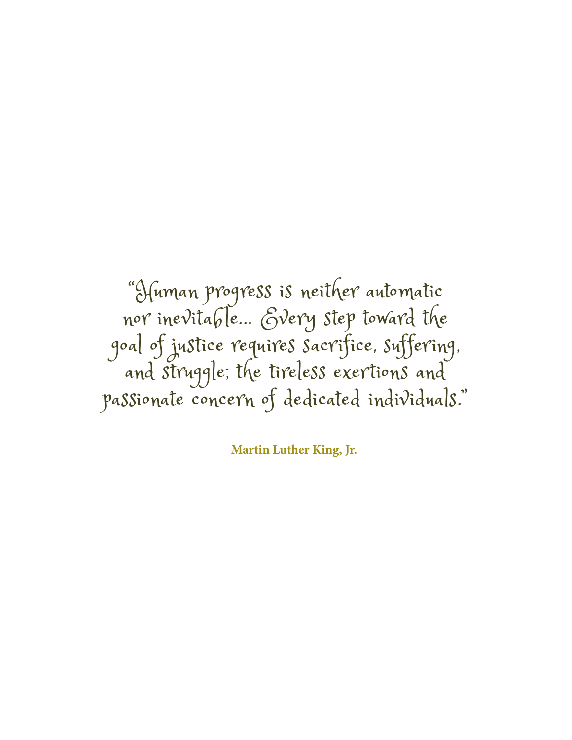"Human progress is neither automatic nor inevitable... Every step toward the goal of justice requires sacrifice, suffering, and struggle; the tireless exertions and passionate concern of dedicated individuals."

**Martin Luther King, Jr.**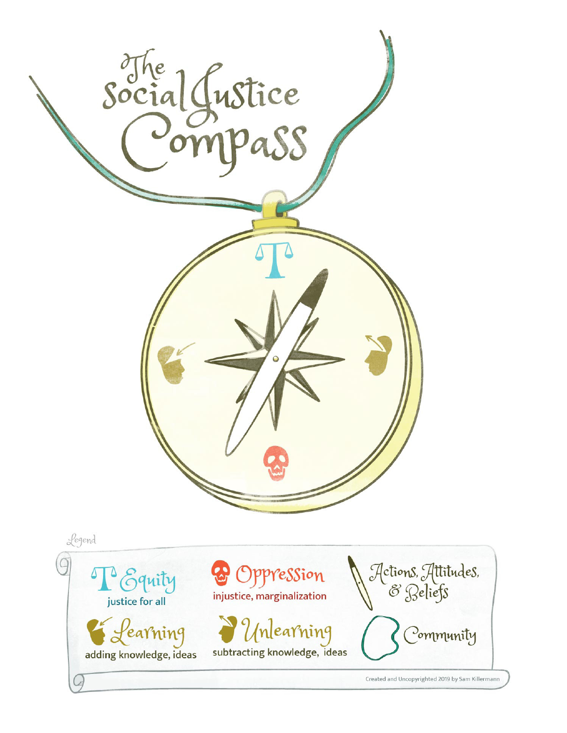# The Social Justice Compass

Legend

**Equity** — justice for all

**Oppression** — injustice, marginalization

**Actions, Attitudes, & Beliefs**

**Learning** — adding knowledge, ideas

**Unlearning** — subtracting knowledge, ideas

**Community**

Created and Uncopyrighted 2019 by Sam Killermann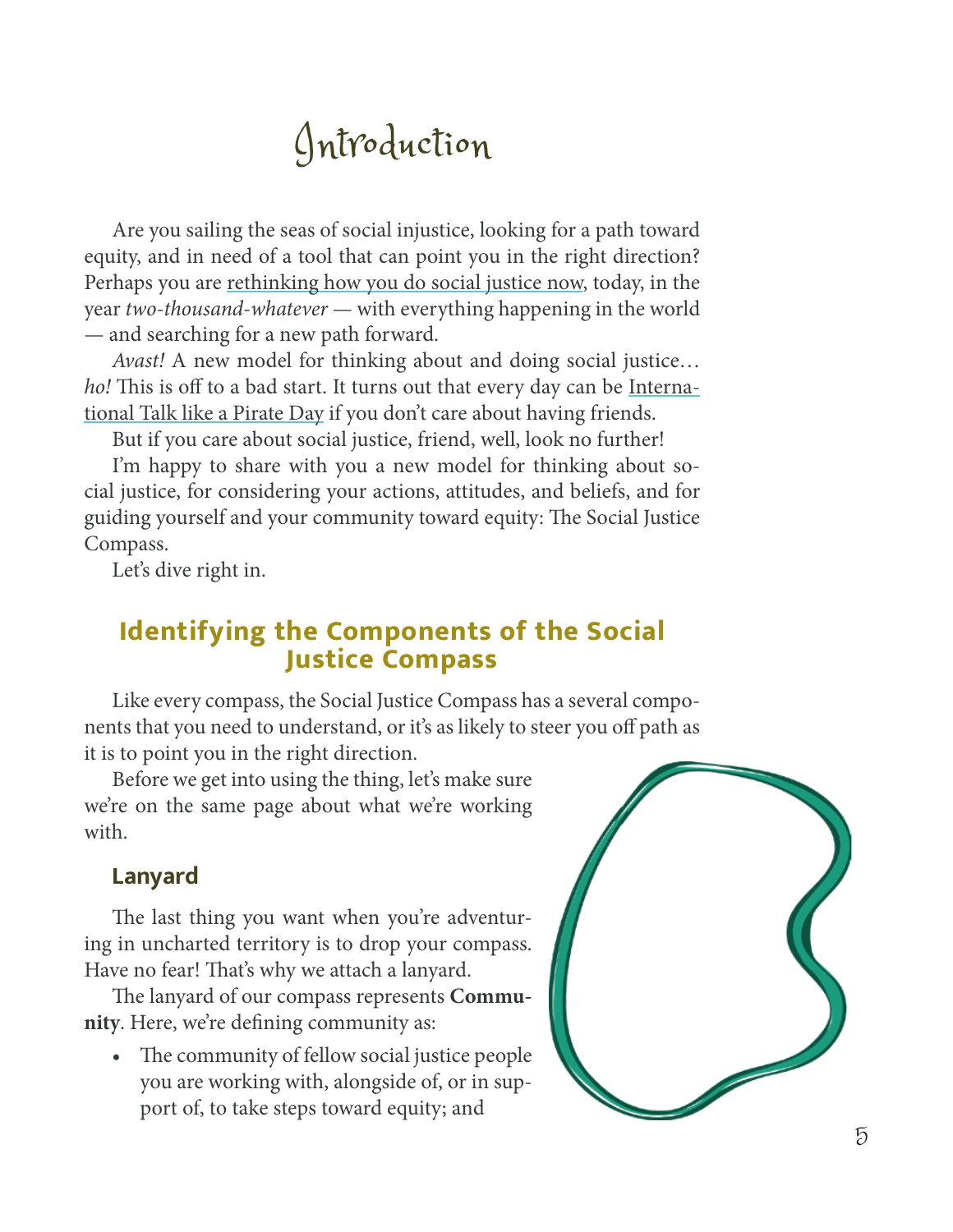# Introduction

Are you sailing the seas of social injustice, looking for a path toward equity, and in need of a tool that can point you in the right direction? Perhaps you are rethinking how you do social justice now, today, in the year *two-thousand-whatever* — with everything happening in the world — and searching for a new path forward.

*Avast!* A new model for thinking about and doing social justice… *ho!* This is off to a bad start. It turns out that every day can be International Talk like a Pirate Day if you don't care about having friends.

But if you care about social justice, friend, well, look no further!

I'm happy to share with you a new model for thinking about social justice, for considering your actions, attitudes, and beliefs, and for guiding yourself and your community toward equity: The Social Justice Compass.

Let's dive right in.

## Identifying the Components of the Social Justice Compass

Like every compass, the Social Justice Compass has a several components that you need to understand, or it's as likely to steer you off path as it is to point you in the right direction.

Before we get into using the thing, let's make sure we're on the same page about what we're working with.

### Lanyard

The last thing you want when you're adventuring in uncharted territory is to drop your compass. Have no fear! That's why we attach a lanyard.

The lanyard of our compass represents **Community**. Here, we're defining community as:

- The community of fellow social justice people you are working with, alongside of, or in support of, to take steps toward equity; and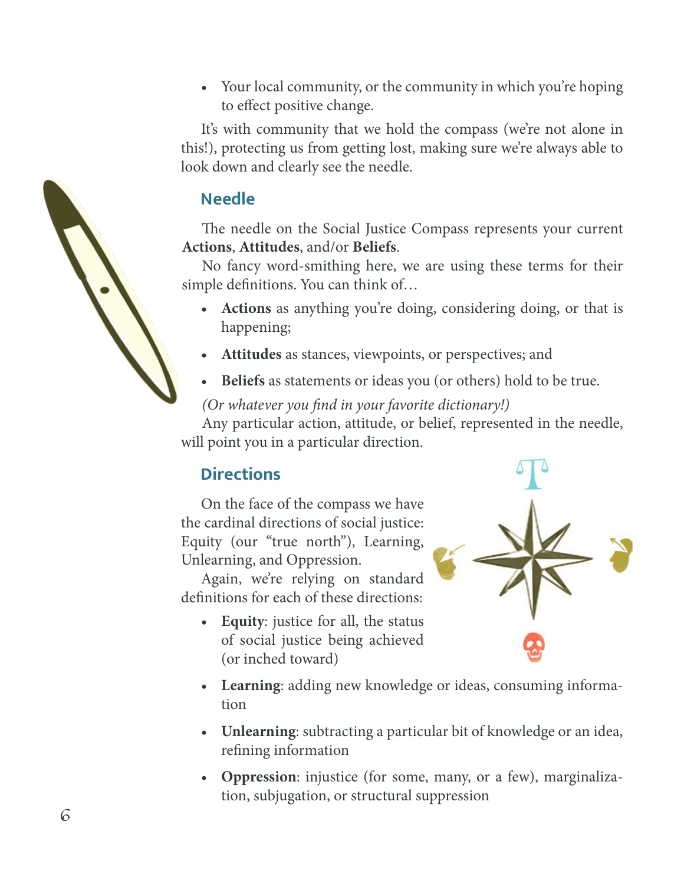- Your local community, or the community in which you're hoping to effect positive change.

It's with community that we hold the compass (we're not alone in this!), protecting us from getting lost, making sure we're always able to look down and clearly see the needle.

## Needle

The needle on the Social Justice Compass represents your current **Actions**, **Attitudes**, and/or **Beliefs**.

No fancy word-smithing here, we are using these terms for their simple definitions. You can think of…

- **Actions** as anything you're doing, considering doing, or that is happening;
- **Attitudes** as stances, viewpoints, or perspectives; and
- **Beliefs** as statements or ideas you (or others) hold to be true.

*(Or whatever you find in your favorite dictionary!)*

Any particular action, attitude, or belief, represented in the needle, will point you in a particular direction.

## Directions

On the face of the compass we have the cardinal directions of social justice: Equity (our "true north"), Learning, Unlearning, and Oppression.

Again, we're relying on standard definitions for each of these directions:

- **Equity**: justice for all, the status of social justice being achieved (or inched toward)
- **Learning**: adding new knowledge or ideas, consuming information
- **Unlearning**: subtracting a particular bit of knowledge or an idea, refining information
- **Oppression**: injustice (for some, many, or a few), marginalization, subjugation, or structural suppression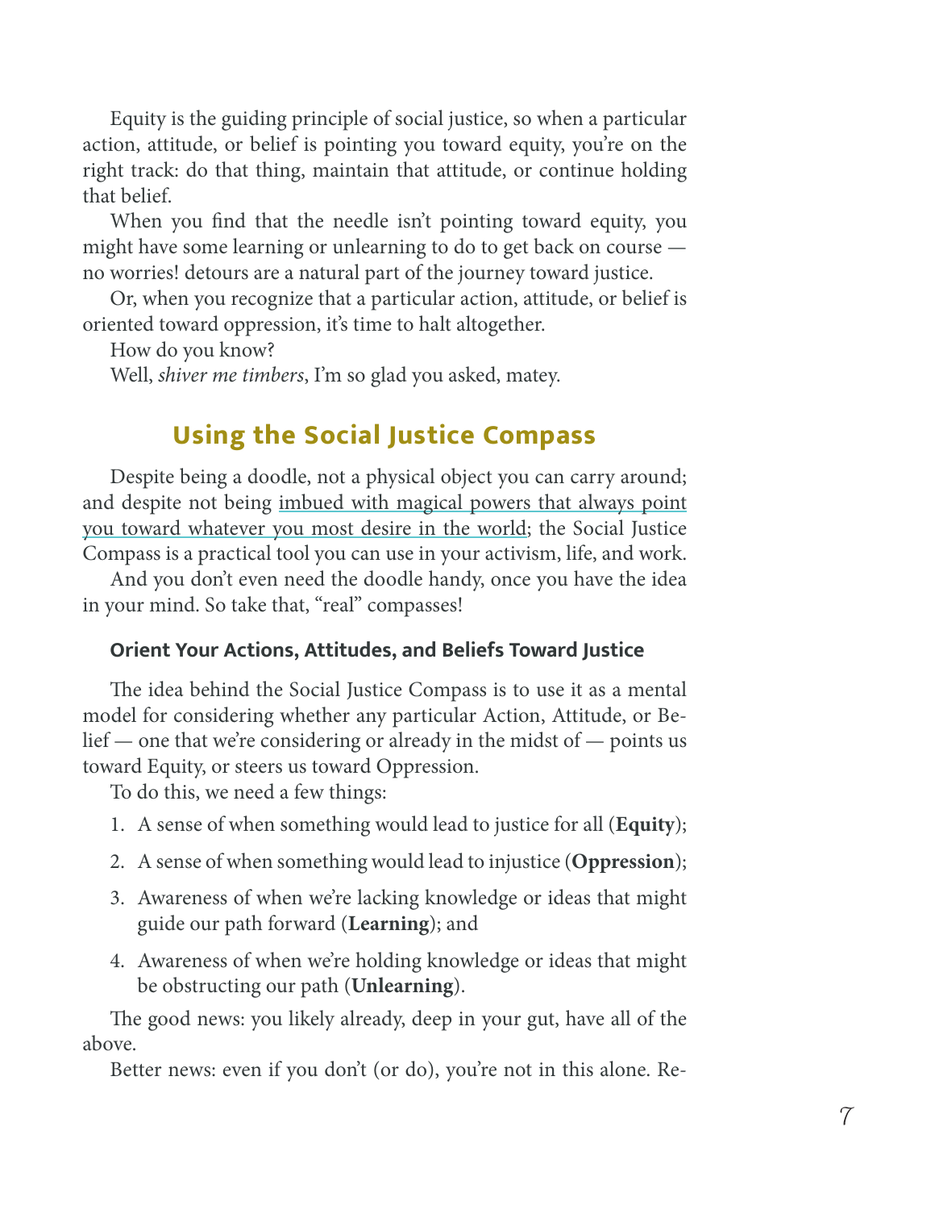Equity is the guiding principle of social justice, so when a particular action, attitude, or belief is pointing you toward equity, you're on the right track: do that thing, maintain that attitude, or continue holding that belief.

When you find that the needle isn't pointing toward equity, you might have some learning or unlearning to do to get back on course — no worries! detours are a natural part of the journey toward justice.

Or, when you recognize that a particular action, attitude, or belief is oriented toward oppression, it's time to halt altogether.

How do you know?

Well, *shiver me timbers*, I'm so glad you asked, matey.

## Using the Social Justice Compass

Despite being a doodle, not a physical object you can carry around; and despite not being imbued with magical powers that always point you toward whatever you most desire in the world; the Social Justice Compass is a practical tool you can use in your activism, life, and work.

And you don't even need the doodle handy, once you have the idea in your mind. So take that, "real" compasses!

### Orient Your Actions, Attitudes, and Beliefs Toward Justice

The idea behind the Social Justice Compass is to use it as a mental model for considering whether any particular Action, Attitude, or Belief — one that we're considering or already in the midst of — points us toward Equity, or steers us toward Oppression.

To do this, we need a few things:

1. A sense of when something would lead to justice for all (**Equity**);
2. A sense of when something would lead to injustice (**Oppression**);
3. Awareness of when we're lacking knowledge or ideas that might guide our path forward (**Learning**); and
4. Awareness of when we're holding knowledge or ideas that might be obstructing our path (**Unlearning**).

The good news: you likely already, deep in your gut, have all of the above.

Better news: even if you don't (or do), you're not in this alone. Re-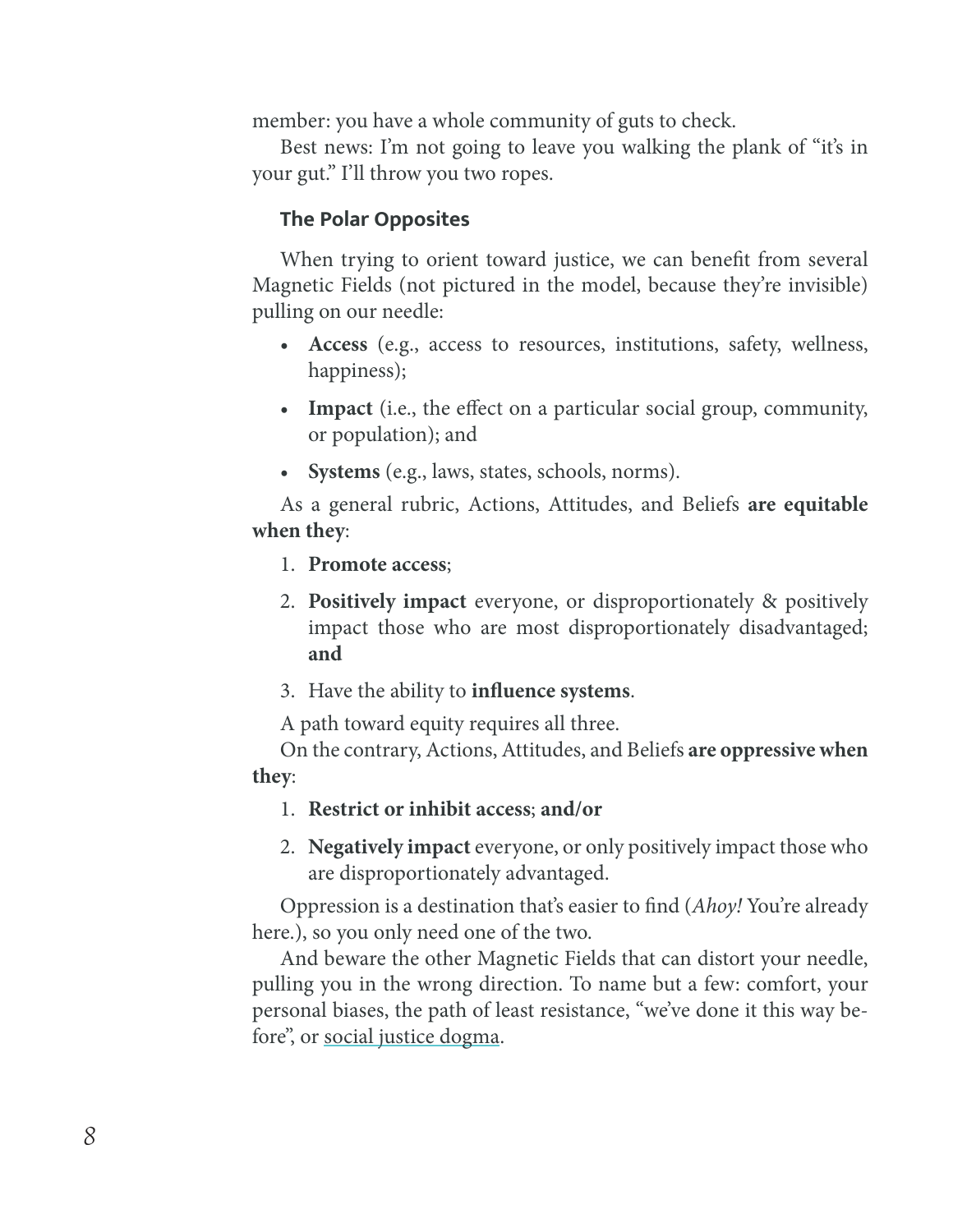member: you have a whole community of guts to check.

Best news: I'm not going to leave you walking the plank of "it's in your gut." I'll throw you two ropes.

### The Polar Opposites

When trying to orient toward justice, we can benefit from several Magnetic Fields (not pictured in the model, because they're invisible) pulling on our needle:

- **Access** (e.g., access to resources, institutions, safety, wellness, happiness);
- **Impact** (i.e., the effect on a particular social group, community, or population); and
- **Systems** (e.g., laws, states, schools, norms).

As a general rubric, Actions, Attitudes, and Beliefs **are equitable when they**:

1. **Promote access**;
2. **Positively impact** everyone, or disproportionately & positively impact those who are most disproportionately disadvantaged; **and**
3. Have the ability to **influence systems**.

A path toward equity requires all three.

On the contrary, Actions, Attitudes, and Beliefs **are oppressive when they**:

1. **Restrict or inhibit access**; **and/or**
2. **Negatively impact** everyone, or only positively impact those who are disproportionately advantaged.

Oppression is a destination that's easier to find (*Ahoy!* You're already here.), so you only need one of the two.

And beware the other Magnetic Fields that can distort your needle, pulling you in the wrong direction. To name but a few: comfort, your personal biases, the path of least resistance, "we've done it this way before", or social justice dogma.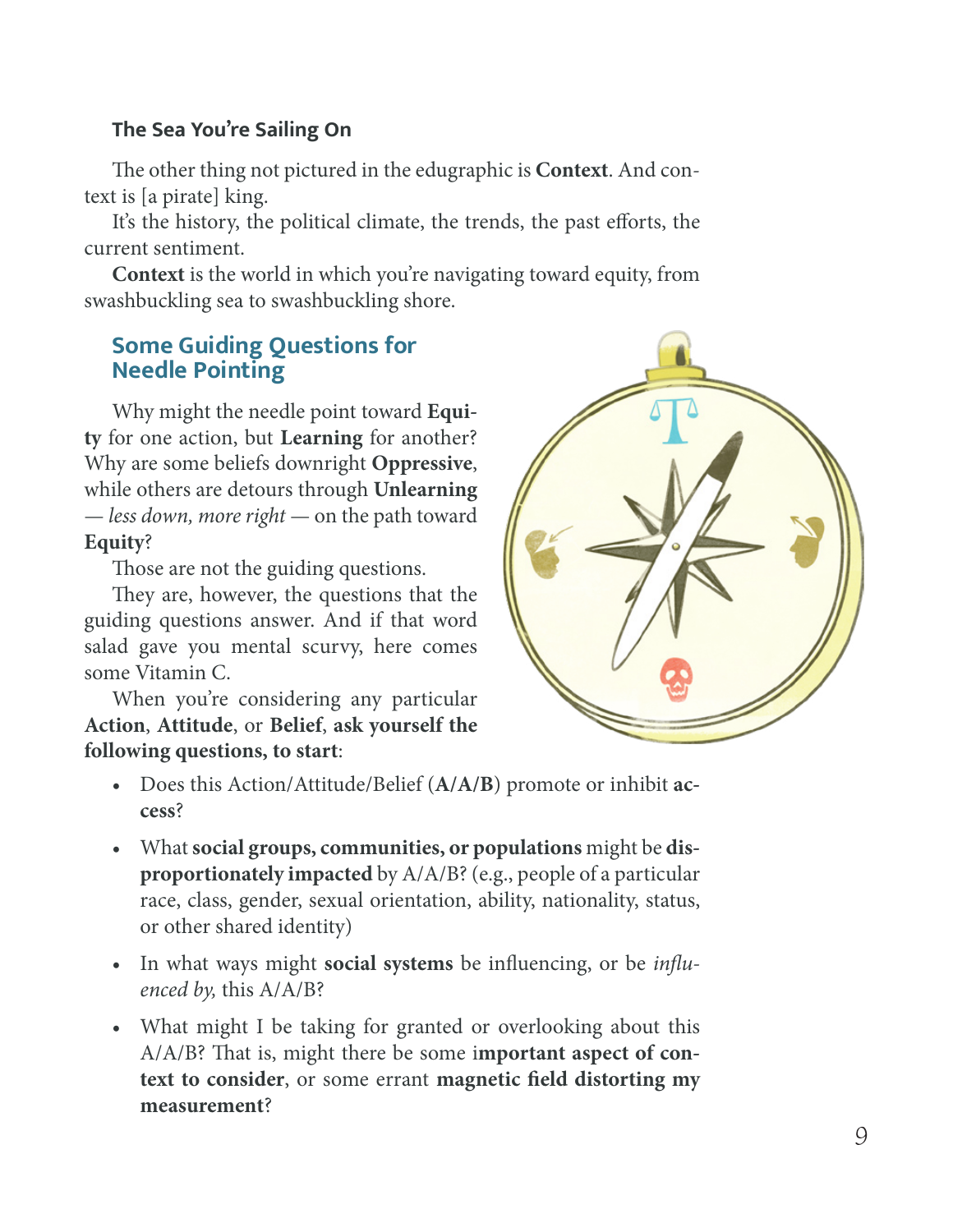### The Sea You're Sailing On

The other thing not pictured in the edugraphic is **Context**. And context is [a pirate] king.

It's the history, the political climate, the trends, the past efforts, the current sentiment.

**Context** is the world in which you're navigating toward equity, from swashbuckling sea to swashbuckling shore.

## Some Guiding Questions for Needle Pointing

Why might the needle point toward **Equity** for one action, but **Learning** for another? Why are some beliefs downright **Oppressive**, while others are detours through **Unlearning** — *less down, more right* — on the path toward **Equity**?

Those are not the guiding questions.

They are, however, the questions that the guiding questions answer. And if that word salad gave you mental scurvy, here comes some Vitamin C.

When you're considering any particular **Action**, **Attitude**, or **Belief**, **ask yourself the following questions, to start**:

- Does this Action/Attitude/Belief (**A/A/B**) promote or inhibit **access**?
- What **social groups, communities, or populations** might be **disproportionately impacted** by A/A/B? (e.g., people of a particular race, class, gender, sexual orientation, ability, nationality, status, or other shared identity)
- In what ways might **social systems** be influencing, or be *influenced by,* this A/A/B?
- What might I be taking for granted or overlooking about this A/A/B? That is, might there be some i**mportant aspect of context to consider**, or some errant **magnetic field distorting my measurement**?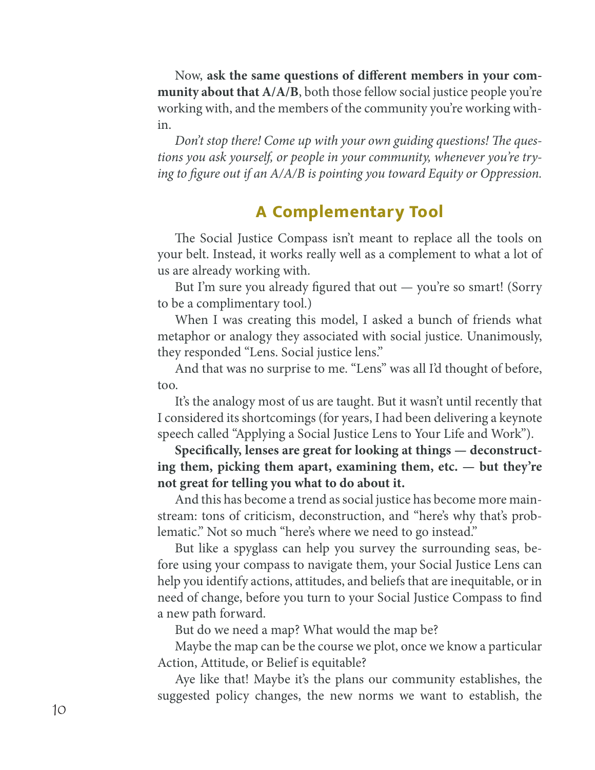Now, **ask the same questions of different members in your community about that A/A/B**, both those fellow social justice people you're working with, and the members of the community you're working within.

*Don't stop there! Come up with your own guiding questions! The questions you ask yourself, or people in your community, whenever you're trying to figure out if an A/A/B is pointing you toward Equity or Oppression.*

## A Complementary Tool

The Social Justice Compass isn't meant to replace all the tools on your belt. Instead, it works really well as a complement to what a lot of us are already working with.

But I'm sure you already figured that out — you're so smart! (Sorry to be a complimentary tool.)

When I was creating this model, I asked a bunch of friends what metaphor or analogy they associated with social justice. Unanimously, they responded "Lens. Social justice lens."

And that was no surprise to me. "Lens" was all I'd thought of before, too.

It's the analogy most of us are taught. But it wasn't until recently that I considered its shortcomings (for years, I had been delivering a keynote speech called "Applying a Social Justice Lens to Your Life and Work").

**Specifically, lenses are great for looking at things — deconstructing them, picking them apart, examining them, etc. — but they're not great for telling you what to do about it.**

And this has become a trend as social justice has become more mainstream: tons of criticism, deconstruction, and "here's why that's problematic." Not so much "here's where we need to go instead."

But like a spyglass can help you survey the surrounding seas, before using your compass to navigate them, your Social Justice Lens can help you identify actions, attitudes, and beliefs that are inequitable, or in need of change, before you turn to your Social Justice Compass to find a new path forward.

But do we need a map? What would the map be?

Maybe the map can be the course we plot, once we know a particular Action, Attitude, or Belief is equitable?

Aye like that! Maybe it's the plans our community establishes, the suggested policy changes, the new norms we want to establish, the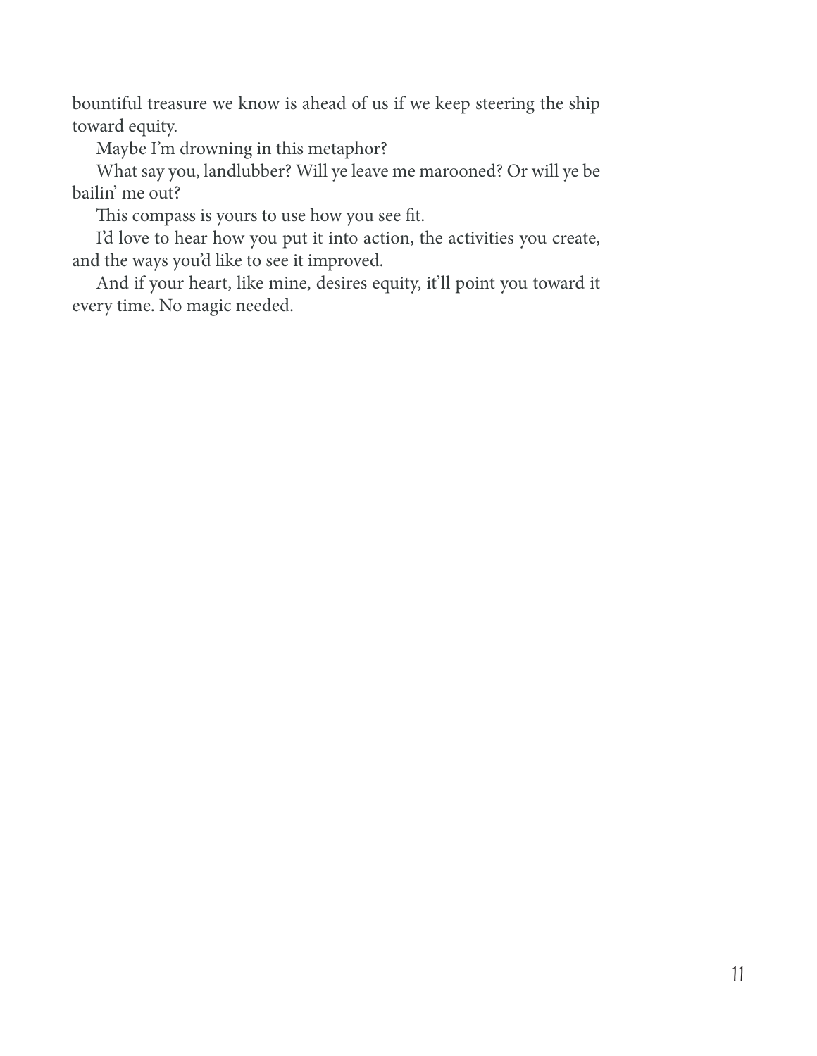bountiful treasure we know is ahead of us if we keep steering the ship toward equity.

Maybe I'm drowning in this metaphor?

What say you, landlubber? Will ye leave me marooned? Or will ye be bailin' me out?

This compass is yours to use how you see fit.

I'd love to hear how you put it into action, the activities you create, and the ways you'd like to see it improved.

And if your heart, like mine, desires equity, it'll point you toward it every time. No magic needed.